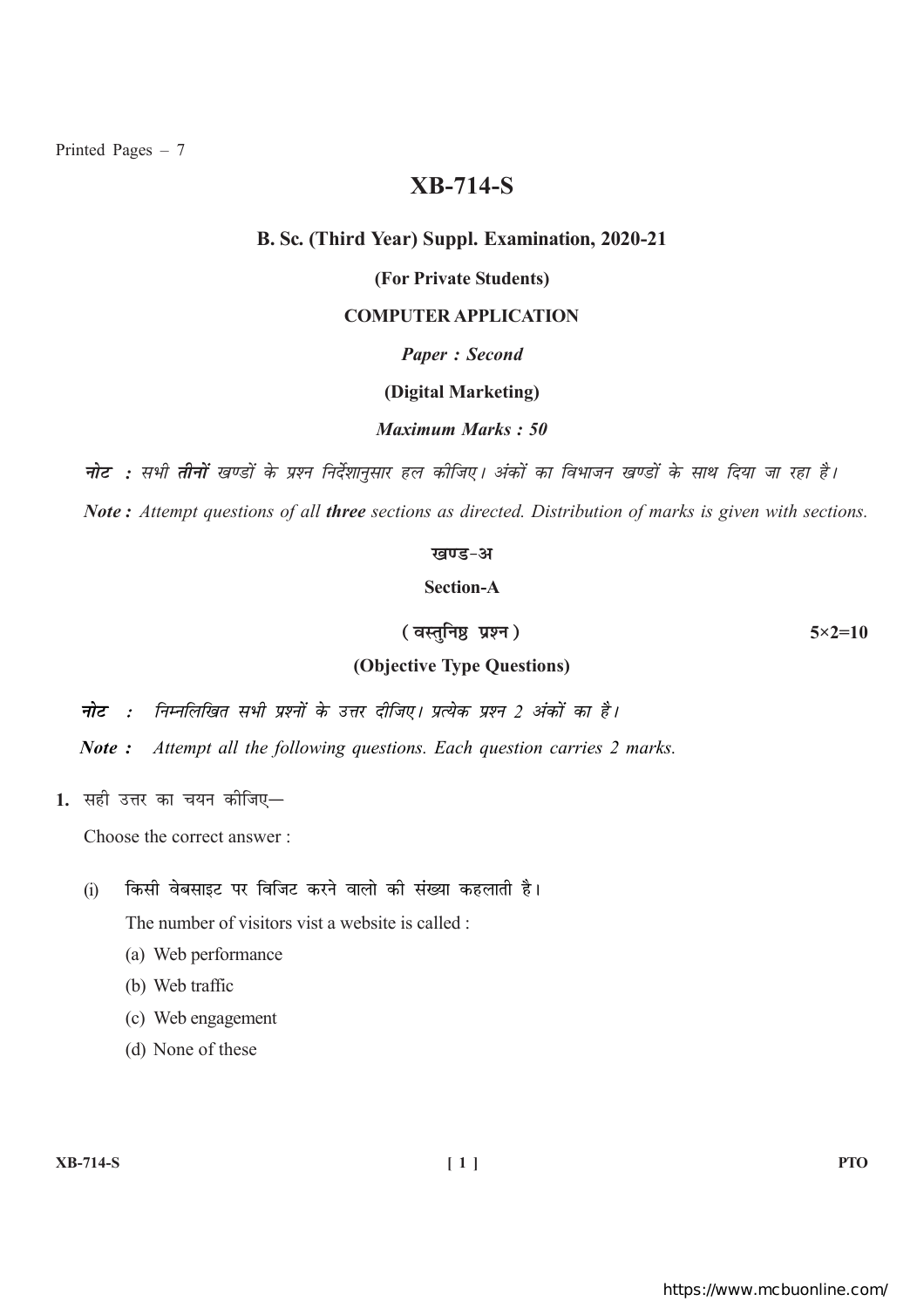Printed Pages – 7

# XB-714-S

## B. Sc. (Third Year) Suppl. Examination, 2020-21

**(For Private Students)**

**COMPUTER APPLICATION**

***Paper : Second***

**(Digital Marketing)**

***Maximum Marks : 50***

***नोट :*** *सभी* ***तीनों*** *खण्डों के प्रश्न निर्देशानुसार हल कीजिए। अंकों का विभाजन खण्डों के साथ दिया जा रहा है।*

***Note :*** *Attempt questions of all* ***three*** *sections as directed. Distribution of marks is given with sections.*

### खण्ड-अ

### Section-A

**( वस्तुनिष्ठ प्रश्न )** **5×2=10**

**(Objective Type Questions)**

***नोट :*** *निम्नलिखित सभी प्रश्नों के उत्तर दीजिए। प्रत्येक प्रश्न 2 अंकों का है।*

***Note :*** *Attempt all the following questions. Each question carries 2 marks.*

**1.** सही उत्तर का चयन कीजिए—

Choose the correct answer :

(i) किसी वेबसाइट पर विजिट करने वालो की संख्या कहलाती है।

The number of visitors vist a website is called :

(a) Web performance

(b) Web traffic

(c) Web engagement

(d) None of these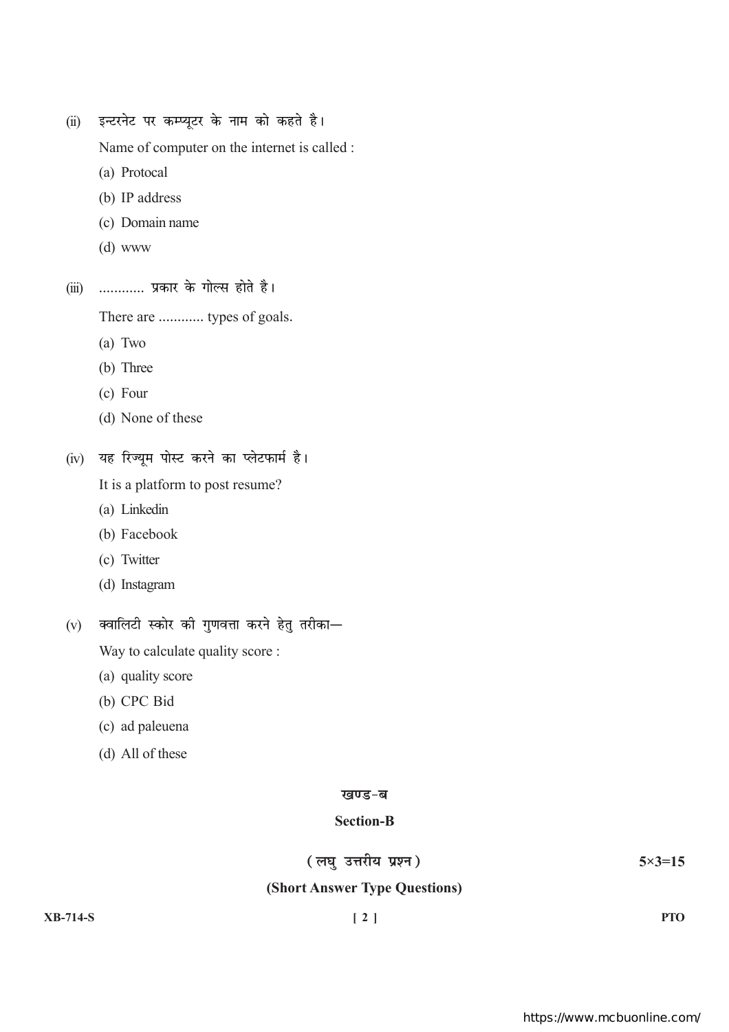(ii) इन्टरनेट पर कम्प्यूटर के नाम को कहते है।

Name of computer on the internet is called :

(a) Protocal

(b) IP address

(c) Domain name

(d) www

(iii) ............ प्रकार के गोल्स होते है।

There are ............ types of goals.

(a) Two

(b) Three

(c) Four

(d) None of these

(iv) यह रिज्यूम पोस्ट करने का प्लेटफार्म है।

It is a platform to post resume?

(a) Linkedin

(b) Facebook

(c) Twitter

(d) Instagram

(v) क्वालिटी स्कोर की गुणवत्ता करने हेतु तरीका—

Way to calculate quality score :

(a) quality score

(b) CPC Bid

(c) ad paleuena

(d) All of these

## खण्ड-ब

## Section-B

**(लघु उत्तरीय प्रश्न)** **5×3=15**

**(Short Answer Type Questions)**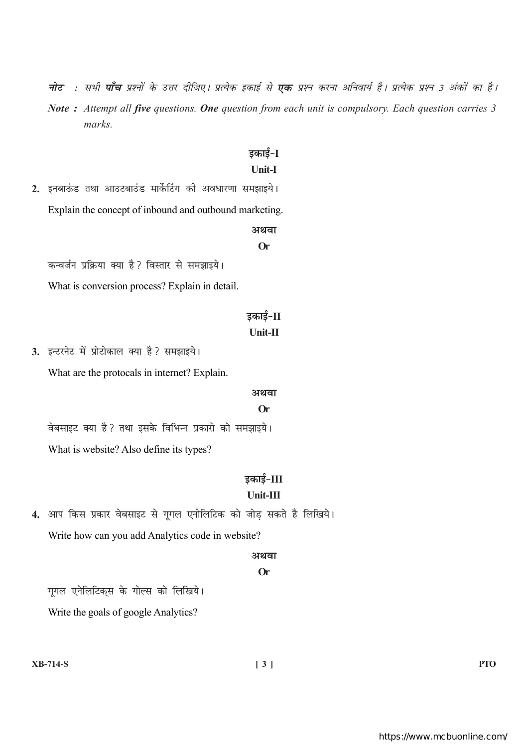***नोट*** *: सभी **पाँच** प्रश्नों के उत्तर दीजिए। प्रत्येक इकाई से **एक** प्रश्न करना अनिवार्य है। प्रत्येक प्रश्न 3 अंकों का है।*

***Note :*** *Attempt all **five** questions. **One** question from each unit is compulsory. Each question carries 3 marks.*

## इकाई-I
## Unit-I

**2.** इनबाऊंड तथा आउटबाउंड मार्केटिंग की अवधारणा समझाइये।

Explain the concept of inbound and outbound marketing.

**अथवा**

**Or**

कन्वर्जन प्रक्रिया क्या है? विस्तार से समझाइये।

What is conversion process? Explain in detail.

## इकाई-II
## Unit-II

**3.** इन्टरनेट में प्रोटोकाल क्या है? समझाइये।

What are the protocals in internet? Explain.

**अथवा**

**Or**

वेबसाइट क्या है? तथा इसके विभिन्न प्रकारो को समझाइये।

What is website? Also define its types?

## इकाई-III
## Unit-III

**4.** आप किस प्रकार वेबसाइट से गूगल एनोलिटिक को जोड़ सकते है लिखिये।

Write how can you add Analytics code in website?

**अथवा**

**Or**

गूगल एनेलिटिक्स के गोल्स को लिखिये।

Write the goals of google Analytics?

**XB-714-S** **PTO**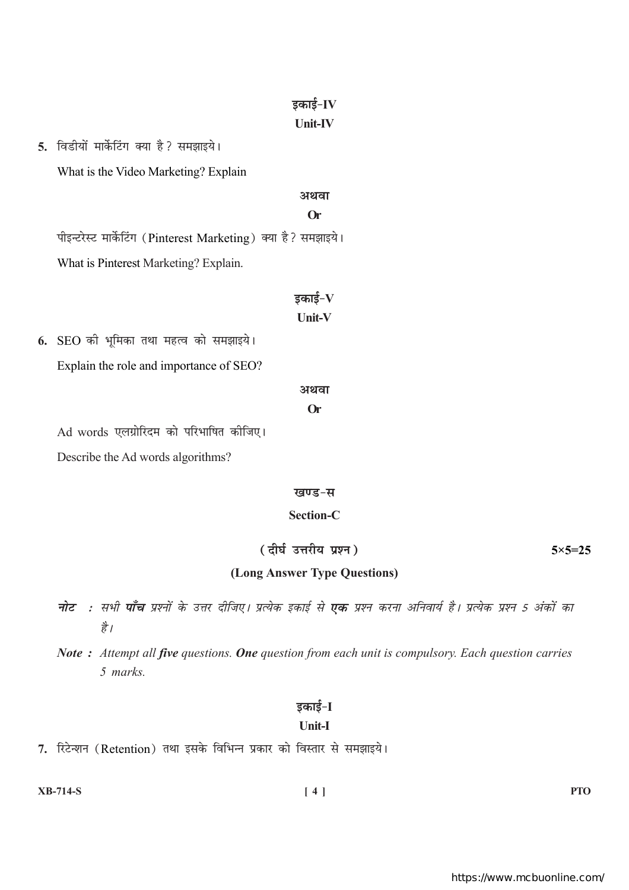## इकाई-IV

## Unit-IV

**5.** विडीयों मार्केटिंग क्या है? समझाइये।

What is the Video Marketing? Explain

**अथवा**

**Or**

पीइन्टरेस्ट मार्केटिंग (Pinterest Marketing) क्या है? समझाइये।

What is Pinterest Marketing? Explain.

## इकाई-V

## Unit-V

**6.** SEO की भूमिका तथा महत्व को समझाइये।

Explain the role and importance of SEO?

**अथवा**

**Or**

Ad words एलग्रोरिदम को परिभाषित कीजिए।

Describe the Ad words algorithms?

# खण्ड-स

# Section-C

**(दीर्घ उत्तरीय प्रश्न)** **5×5=25**

**(Long Answer Type Questions)**

***नोट :*** *सभी **पाँच** प्रश्नों के उत्तर दीजिए। प्रत्येक इकाई से **एक** प्रश्न करना अनिवार्य है। प्रत्येक प्रश्न 5 अंकों का है।*

***Note :*** *Attempt all **five** questions. **One** question from each unit is compulsory. Each question carries 5 marks.*

## इकाई-I

## Unit-I

**7.** रिटेन्शन (Retention) तथा इसके विभिन्न प्रकार को विस्तार से समझाइये।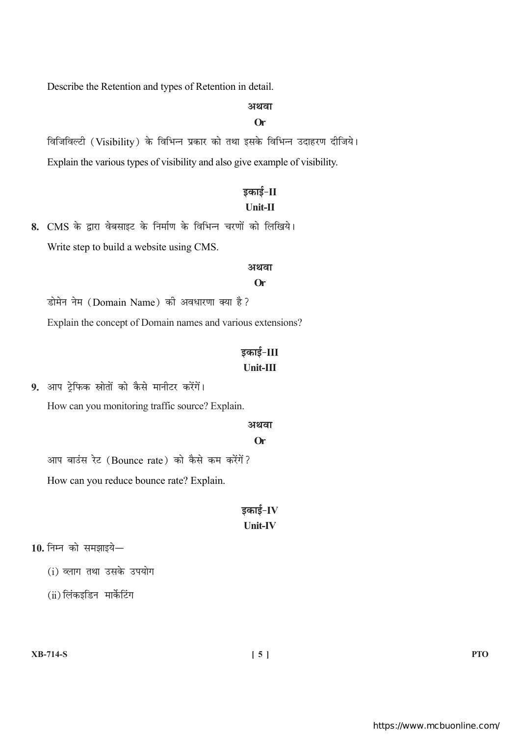Describe the Retention and types of Retention in detail.

अथवा

**Or**

विजिविल्टी (Visibility) के विभिन्न प्रकार को तथा इसके विभिन्न उदाहरण दीजिये।

Explain the various types of visibility and also give example of visibility.

## इकाई–II
## Unit-II

**8.** CMS के द्वारा वेबसाइट के निर्माण के विभिन्न चरणों को लिखिये।

Write step to build a website using CMS.

अथवा

**Or**

डोमेन नेम (Domain Name) की अवधारणा क्या है?

Explain the concept of Domain names and various extensions?

## इकाई–III
## Unit-III

**9.** आप ट्रेफिक स्रोतों को कैसे मानीटर करेंगें।

How can you monitoring traffic source? Explain.

अथवा

**Or**

आप बाउंस रेट (Bounce rate) को कैसे कम करेंगें?

How can you reduce bounce rate? Explain.

## इकाई–IV
## Unit-IV

**10.** निम्न को समझाइये—

(i) व्लाग तथा उसके उपयोग

(ii) लिंकइडिन मार्केटिंग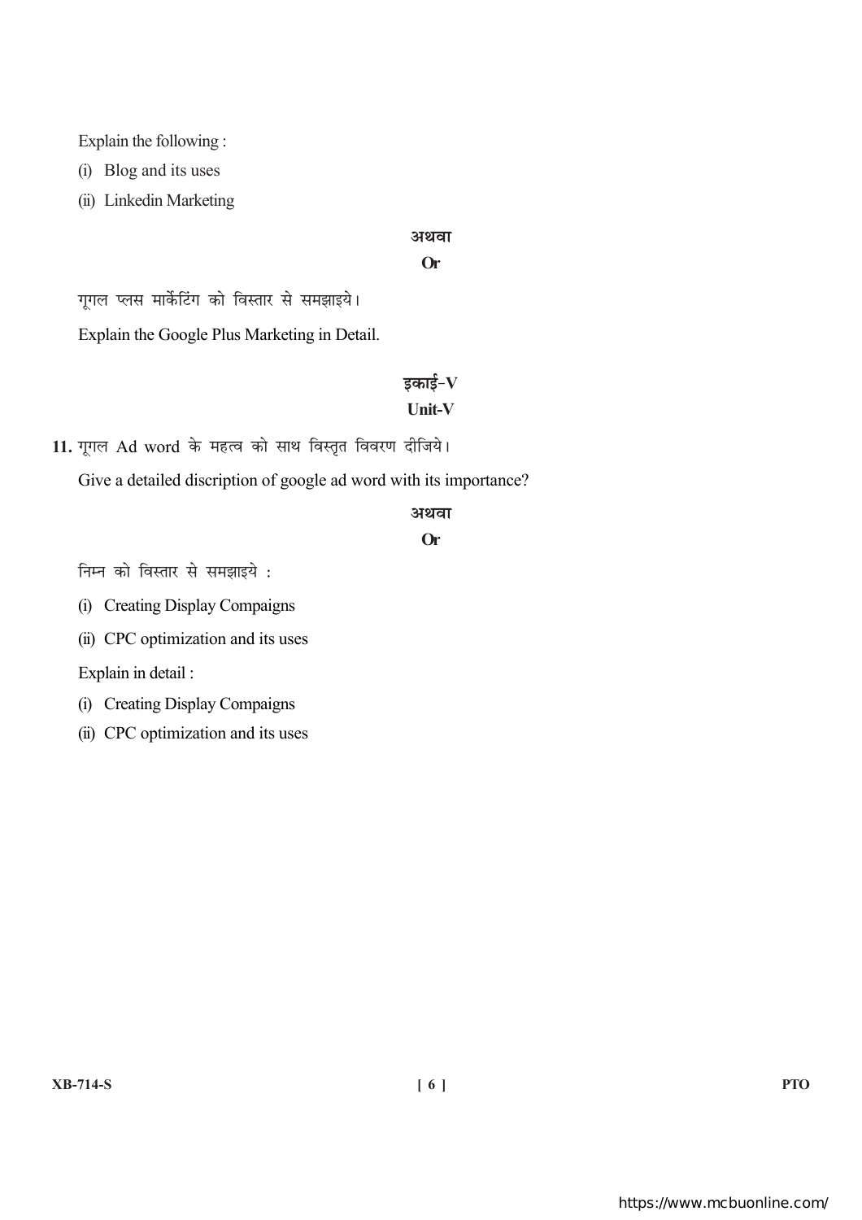Explain the following :

(i) Blog and its uses

(ii) Linkedin Marketing

**अथवा**

**Or**

गूगल प्लस मार्केटिंग को विस्तार से समझाइये।

Explain the Google Plus Marketing in Detail.

## इकाई–V

## Unit-V

**11.** गूगल Ad word के महत्व को साथ विस्तृत विवरण दीजिये।

Give a detailed discription of google ad word with its importance?

**अथवा**

**Or**

निम्न को विस्तार से समझाइये :

(i) Creating Display Compaigns

(ii) CPC optimization and its uses

Explain in detail :

(i) Creating Display Compaigns

(ii) CPC optimization and its uses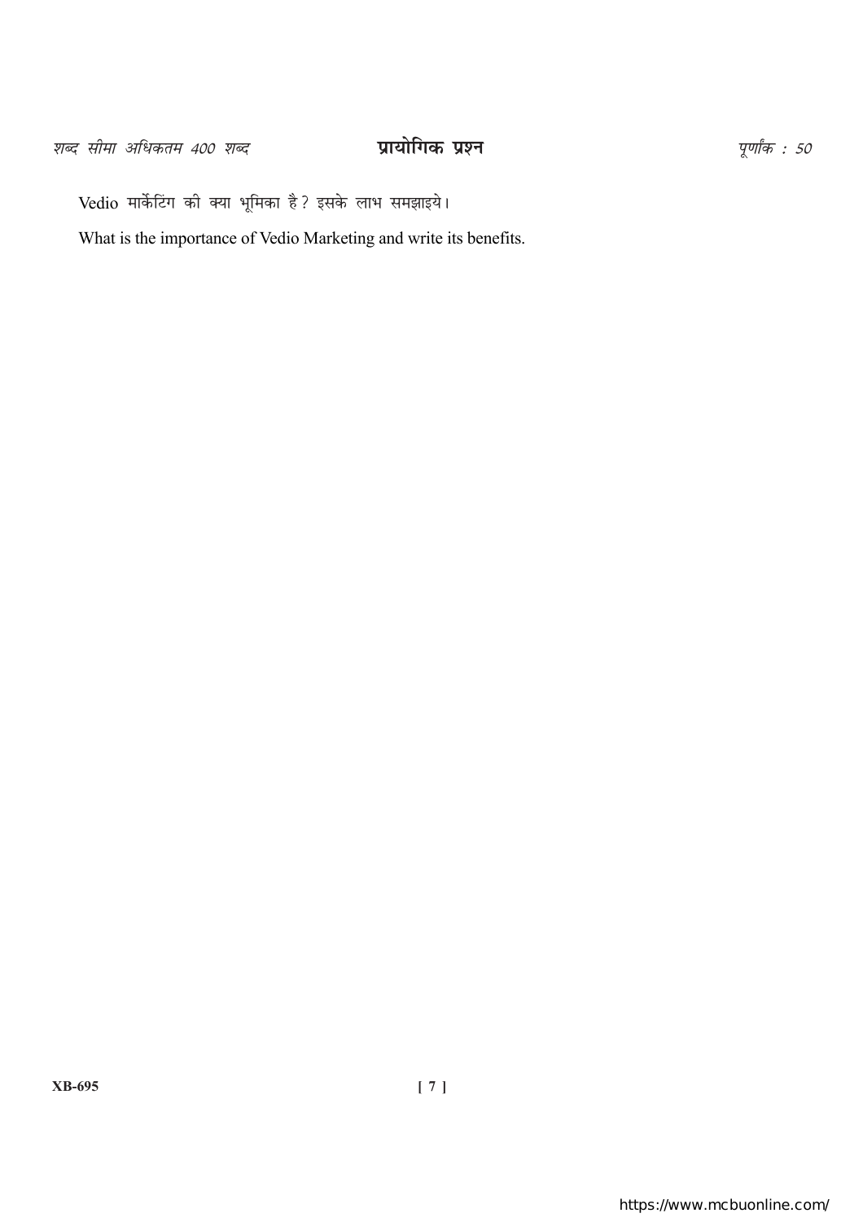*शब्द सीमा अधिकतम 400 शब्द* **प्रायोगिक प्रश्न** *पूर्णांक : 50*

Vedio मार्केटिंग की क्या भूमिका है? इसके लाभ समझाइये।

What is the importance of Vedio Marketing and write its benefits.